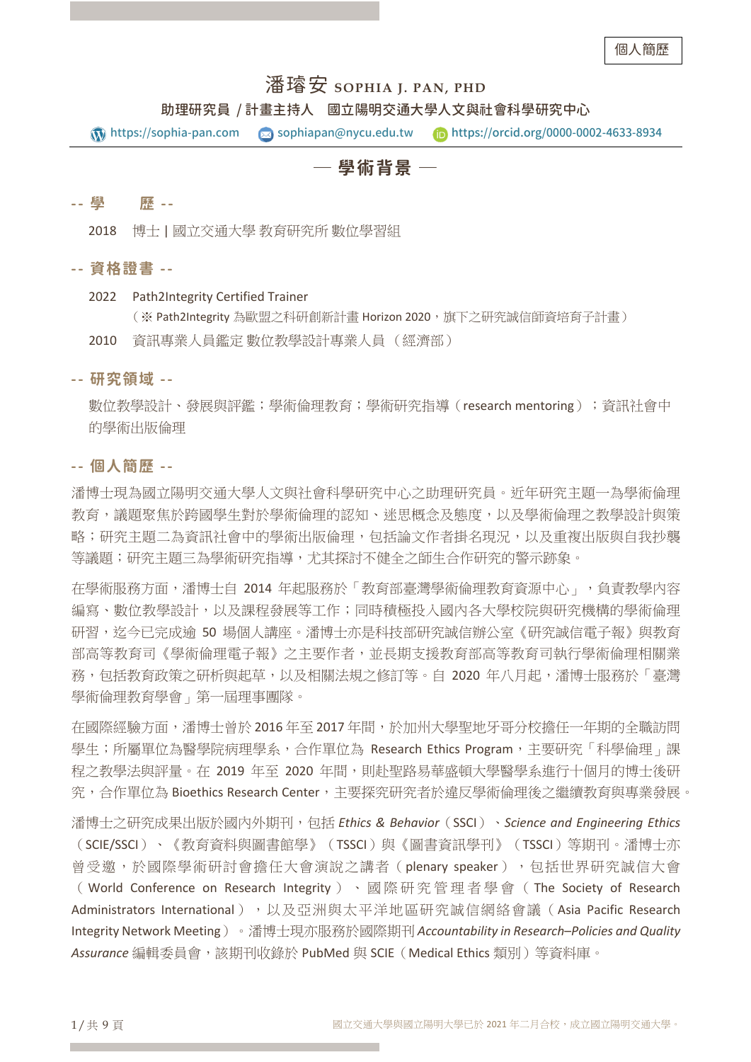個人簡歷

# 潘璿安 SOPHIA J. PAN, PHD

**助理研究員 / 計畫主持人　國立陽明交通大學人文與社會科學研究中心**

https://sophia-pan.com　sophiapan@nycu.edu.tw　https://orcid.org/0000-0002-4633-8934

## — 學術背景 —

### -- 學　　歷 --

2018　博士 | 國立交通大學 教育研究所 數位學習組

### -- 資格證書 --

2022　Path2Integrity Certified Trainer
（※ Path2Integrity 為歐盟之科研創新計畫 Horizon 2020，旗下之研究誠信師資培育子計畫）

2010　資訊專業人員鑑定 數位教學設計專業人員 （經濟部）

### -- 研究領域 --

數位教學設計、發展與評鑑；學術倫理教育；學術研究指導（research mentoring）；資訊社會中的學術出版倫理

### -- 個人簡歷 --

潘博士現為國立陽明交通大學人文與社會科學研究中心之助理研究員。近年研究主題一為學術倫理教育，議題聚焦於跨國學生對於學術倫理的認知、迷思概念及態度，以及學術倫理之教學設計與策略；研究主題二為資訊社會中的學術出版倫理，包括論文作者掛名現況，以及重複出版與自我抄襲等議題；研究主題三為學術研究指導，尤其探討不健全之師生合作研究的警示跡象。

在學術服務方面，潘博士自 2014 年起服務於「教育部臺灣學術倫理教育資源中心」，負責教學內容編寫、數位教學設計，以及課程發展等工作；同時積極投入國內各大學校院與研究機構的學術倫理研習，迄今已完成逾 50 場個人講座。潘博士亦是科技部研究誠信辦公室《研究誠信電子報》與教育部高等教育司《學術倫理電子報》之主要作者，並長期支援教育部高等教育司執行學術倫理相關業務，包括教育政策之研析與起草，以及相關法規之修訂等。自 2020 年八月起，潘博士服務於「臺灣學術倫理教育學會」第一屆理事團隊。

在國際經驗方面，潘博士曾於 2016 年至 2017 年間，於加州大學聖地牙哥分校擔任一年期的全職訪問學生；所屬單位為醫學院病理學系，合作單位為 Research Ethics Program，主要研究「科學倫理」課程之教學法與評量。在 2019 年至 2020 年間，則赴聖路易華盛頓大學醫學系進行十個月的博士後研究，合作單位為 Bioethics Research Center，主要探究研究者於違反學術倫理後之繼續教育與專業發展。

潘博士之研究成果出版於國內外期刊，包括 *Ethics & Behavior*（SSCI）、*Science and Engineering Ethics*（SCIE/SSCI）、《教育資料與圖書館學》（TSSCI）與《圖書資訊學刊》（TSSCI）等期刊。潘博士亦曾受邀，於國際學術研討會擔任大會演說之講者（plenary speaker），包括世界研究誠信大會（World Conference on Research Integrity）、國際研究管理者學會（The Society of Research Administrators International），以及亞洲與太平洋地區研究誠信網絡會議（Asia Pacific Research Integrity Network Meeting）。潘博士現亦服務於國際期刊 *Accountability in Research–Policies and Quality Assurance* 編輯委員會，該期刊收錄於 PubMed 與 SCIE（Medical Ethics 類別）等資料庫。

國立交通大學與國立陽明大學已於 2021 年二月合校，成立國立陽明交通大學。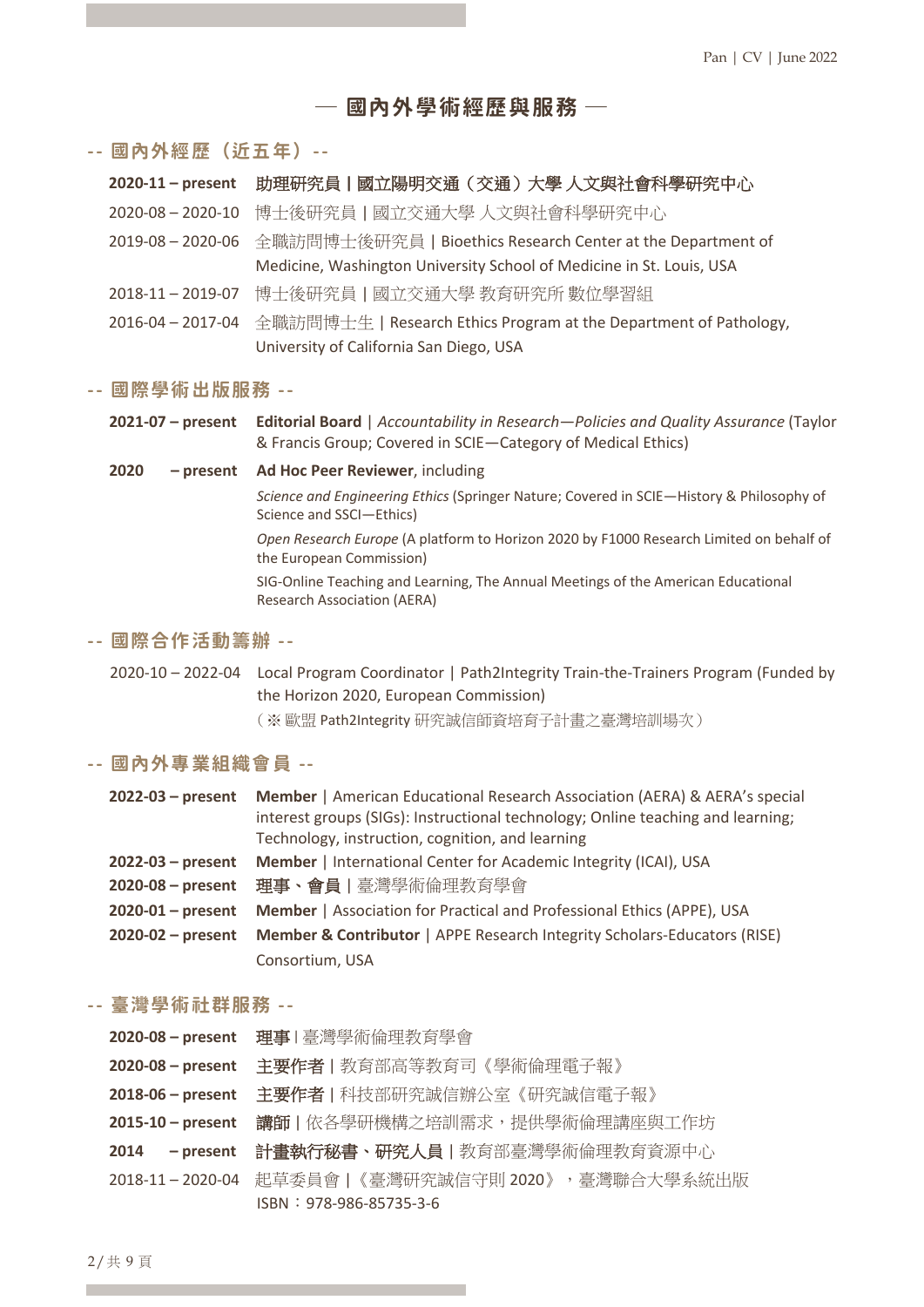## — 國內外學術經歷與服務 —

### -- 國內外經歷（近五年）--

**2020-11 – present** **助理研究員 | 國立陽明交通（交通）大學 人文與社會科學研究中心**

2020-08 – 2020-10 博士後研究員 | 國立交通大學 人文與社會科學研究中心

2019-08 – 2020-06 全職訪問博士後研究員 | Bioethics Research Center at the Department of Medicine, Washington University School of Medicine in St. Louis, USA

2018-11 – 2019-07 博士後研究員 | 國立交通大學 教育研究所 數位學習組

2016-04 – 2017-04 全職訪問博士生 | Research Ethics Program at the Department of Pathology, University of California San Diego, USA

### -- 國際學術出版服務 --

**2021-07 – present** **Editorial Board** | *Accountability in Research—Policies and Quality Assurance* (Taylor & Francis Group; Covered in SCIE—Category of Medical Ethics)

**2020 – present** **Ad Hoc Peer Reviewer**, including

*Science and Engineering Ethics* (Springer Nature; Covered in SCIE—History & Philosophy of Science and SSCI—Ethics)

*Open Research Europe* (A platform to Horizon 2020 by F1000 Research Limited on behalf of the European Commission)

SIG-Online Teaching and Learning, The Annual Meetings of the American Educational Research Association (AERA)

### -- 國際合作活動籌辦 --

2020-10 – 2022-04 Local Program Coordinator | Path2Integrity Train-the-Trainers Program (Funded by the Horizon 2020, European Commission)

（※ 歐盟 Path2Integrity 研究誠信師資培育子計畫之臺灣培訓場次）

### -- 國內外專業組織會員 --

**2022-03 – present** **Member** | American Educational Research Association (AERA) & AERA's special interest groups (SIGs): Instructional technology; Online teaching and learning; Technology, instruction, cognition, and learning

**2022-03 – present** **Member** | International Center for Academic Integrity (ICAI), USA

**2020-08 – present** **理事、會員** | 臺灣學術倫理教育學會

**2020-01 – present** **Member** | Association for Practical and Professional Ethics (APPE), USA

**2020-02 – present** **Member & Contributor** | APPE Research Integrity Scholars-Educators (RISE) Consortium, USA

### -- 臺灣學術社群服務 --

**2020-08 – present** **理事** | 臺灣學術倫理教育學會

**2020-08 – present** **主要作者** | 教育部高等教育司《學術倫理電子報》

**2018-06 – present** **主要作者** | 科技部研究誠信辦公室《研究誠信電子報》

**2015-10 – present** **講師** | 依各學研機構之培訓需求，提供學術倫理講座與工作坊

**2014 – present** **計畫執行秘書、研究人員** | 教育部臺灣學術倫理教育資源中心

2018-11 – 2020-04 起草委員會 |《臺灣研究誠信守則 2020》，臺灣聯合大學系統出版 ISBN：978-986-85735-3-6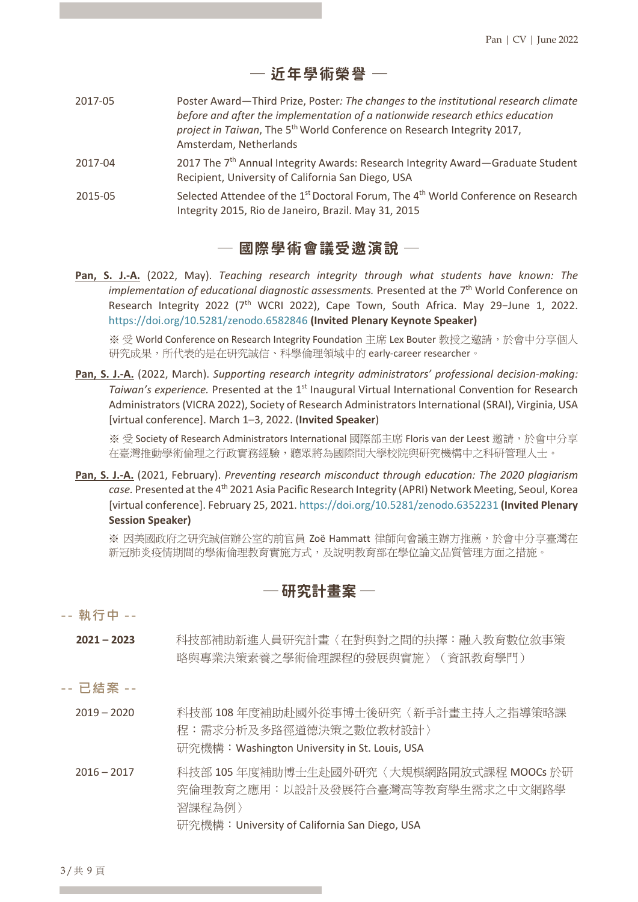## — 近年學術榮譽 —

| | |
|---|---|
| 2017-05 | Poster Award—Third Prize, Poster*: The changes to the institutional research climate before and after the implementation of a nationwide research ethics education project in Taiwan*, The 5th World Conference on Research Integrity 2017, Amsterdam, Netherlands |
| 2017-04 | 2017 The 7th Annual Integrity Awards: Research Integrity Award—Graduate Student Recipient, University of California San Diego, USA |
| 2015-05 | Selected Attendee of the 1st Doctoral Forum, The 4th World Conference on Research Integrity 2015, Rio de Janeiro, Brazil. May 31, 2015 |

## — 國際學術會議受邀演說 —

**Pan, S. J.-A.** (2022, May). *Teaching research integrity through what students have known: The implementation of educational diagnostic assessments.* Presented at the 7th World Conference on Research Integrity 2022 (7th WCRI 2022), Cape Town, South Africa. May 29–June 1, 2022. https://doi.org/10.5281/zenodo.6582846 **(Invited Plenary Keynote Speaker)**

※ 受 World Conference on Research Integrity Foundation 主席 Lex Bouter 教授之邀請，於會中分享個人研究成果，所代表的是在研究誠信、科學倫理領域中的 early-career researcher。

**Pan, S. J.-A.** (2022, March). *Supporting research integrity administrators' professional decision-making: Taiwan's experience.* Presented at the 1st Inaugural Virtual International Convention for Research Administrators (VICRA 2022), Society of Research Administrators International (SRAI), Virginia, USA [virtual conference]. March 1–3, 2022. (**Invited Speaker**)

※ 受 Society of Research Administrators International 國際部主席 Floris van der Leest 邀請，於會中分享在臺灣推動學術倫理之行政實務經驗，聽眾將為國際間大學校院與研究機構中之科研管理人士。

**Pan, S. J.-A.** (2021, February). *Preventing research misconduct through education: The 2020 plagiarism case.* Presented at the 4th 2021 Asia Pacific Research Integrity (APRI) Network Meeting, Seoul, Korea [virtual conference]. February 25, 2021. https://doi.org/10.5281/zenodo.6352231 **(Invited Plenary Session Speaker)**

※ 因美國政府之研究誠信辦公室的前官員 Zoë Hammatt 律師向會議主辦方推薦，於會中分享臺灣在新冠肺炎疫情期間的學術倫理教育實施方式，及說明教育部在學位論文品質管理方面之措施。

## —研究計畫案—

### -- 執行中 --

| | |
|---|---|
| **2021 – 2023** | 科技部補助新進人員研究計畫〈在對與對之間的抉擇：融入教育數位敘事策略與專業決策素養之學術倫理課程的發展與實施〉（資訊教育學門） |

### -- 已結案 --

| | |
|---|---|
| 2019 – 2020 | 科技部 108 年度補助赴國外從事博士後研究〈新手計畫主持人之指導策略課程：需求分析及多路徑道德決策之數位教材設計〉<br>研究機構：Washington University in St. Louis, USA |
| 2016 – 2017 | 科技部 105 年度補助博士生赴國外研究〈大規模網路開放式課程 MOOCs 於研究倫理教育之應用：以設計及發展符合臺灣高等教育學生需求之中文網路學習課程為例〉<br>研究機構：University of California San Diego, USA |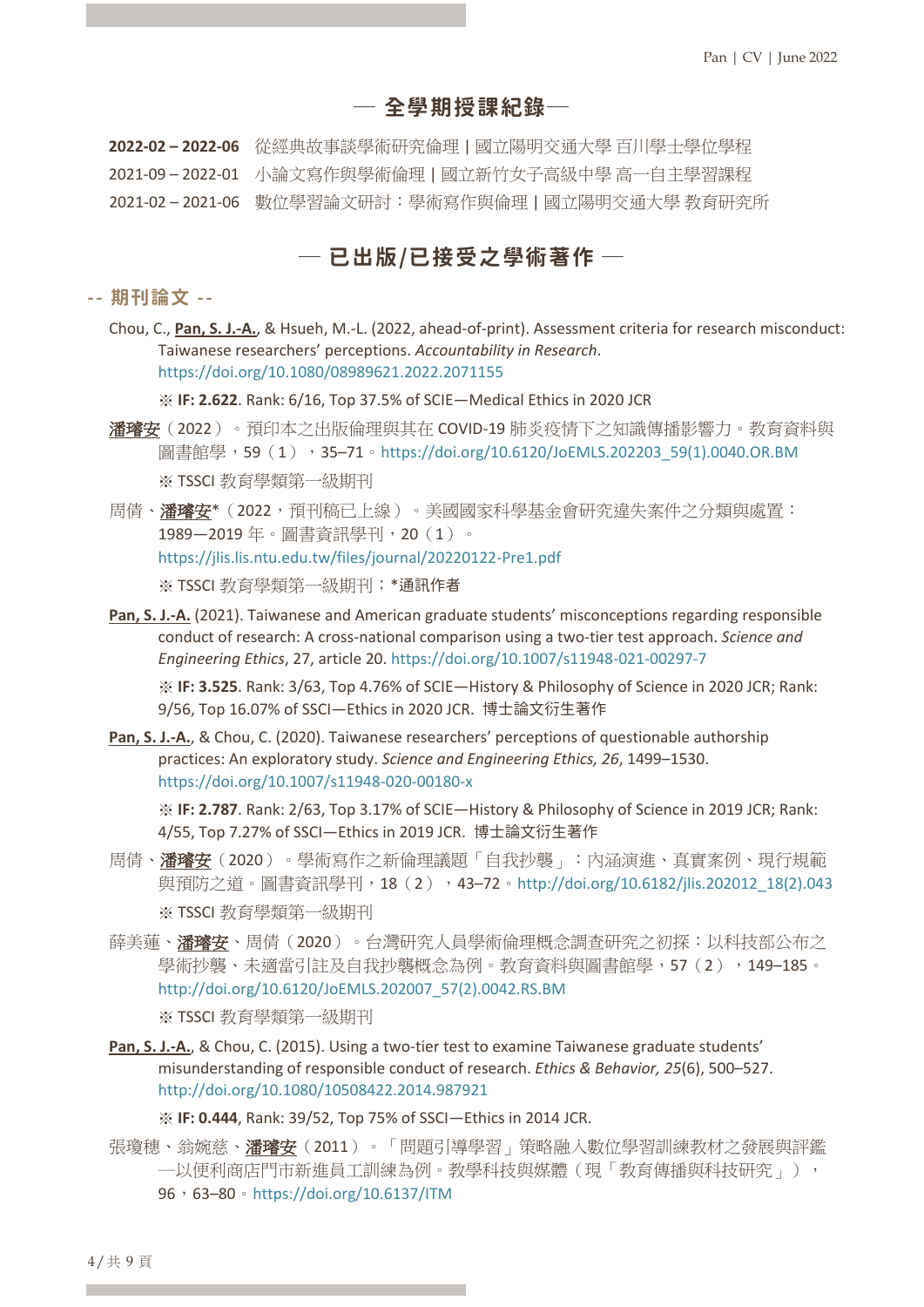## — 全學期授課紀錄—

**2022-02 – 2022-06** 從經典故事談學術研究倫理 | 國立陽明交通大學 百川學士學位學程

2021-09 – 2022-01 小論文寫作與學術倫理 | 國立新竹女子高級中學 高一自主學習課程

2021-02 – 2021-06 數位學習論文研討：學術寫作與倫理 | 國立陽明交通大學 教育研究所

## — 已出版/已接受之學術著作 —

### -- 期刊論文 --

Chou, C., **Pan, S. J.-A.**, & Hsueh, M.-L. (2022, ahead-of-print). Assessment criteria for research misconduct: Taiwanese researchers' perceptions. *Accountability in Research*. https://doi.org/10.1080/08989621.2022.2071155

※ **IF: 2.622**. Rank: 6/16, Top 37.5% of SCIE—Medical Ethics in 2020 JCR

**潘璿安**（2022）。預印本之出版倫理與其在 COVID-19 肺炎疫情下之知識傳播影響力。教育資料與圖書館學，59（1），35–71。https://doi.org/10.6120/JoEMLS.202203_59(1).0040.OR.BM

※ TSSCI 教育學類第一級期刊

周倩、**潘璿安***（2022，預刊稿已上線）。美國國家科學基金會研究違失案件之分類與處置：1989—2019 年。圖書資訊學刊，20（1）。https://jlis.lis.ntu.edu.tw/files/journal/20220122-Pre1.pdf

※ TSSCI 教育學類第一級期刊；*通訊作者

**Pan, S. J.-A.** (2021). Taiwanese and American graduate students' misconceptions regarding responsible conduct of research: A cross-national comparison using a two-tier test approach. *Science and Engineering Ethics*, 27, article 20. https://doi.org/10.1007/s11948-021-00297-7

※ **IF: 3.525**. Rank: 3/63, Top 4.76% of SCIE—History & Philosophy of Science in 2020 JCR; Rank: 9/56, Top 16.07% of SSCI—Ethics in 2020 JCR. 博士論文衍生著作

**Pan, S. J.-A.**, & Chou, C. (2020). Taiwanese researchers' perceptions of questionable authorship practices: An exploratory study. *Science and Engineering Ethics, 26*, 1499–1530. https://doi.org/10.1007/s11948-020-00180-x

※ **IF: 2.787**. Rank: 2/63, Top 3.17% of SCIE—History & Philosophy of Science in 2019 JCR; Rank: 4/55, Top 7.27% of SSCI—Ethics in 2019 JCR. 博士論文衍生著作

周倩、**潘璿安**（2020）。學術寫作之新倫理議題「自我抄襲」：內涵演進、真實案例、現行規範與預防之道。圖書資訊學刊，18（2），43–72。http://doi.org/10.6182/jlis.202012_18(2).043

※ TSSCI 教育學類第一級期刊

薛美蓮、**潘璿安**、周倩（2020）。台灣研究人員學術倫理概念調查研究之初探：以科技部公布之學術抄襲、未適當引註及自我抄襲概念為例。教育資料與圖書館學，57（2），149–185。http://doi.org/10.6120/JoEMLS.202007_57(2).0042.RS.BM

※ TSSCI 教育學類第一級期刊

**Pan, S. J.-A.**, & Chou, C. (2015). Using a two-tier test to examine Taiwanese graduate students' misunderstanding of responsible conduct of research. *Ethics & Behavior, 25*(6), 500–527. http://doi.org/10.1080/10508422.2014.987921

※ **IF: 0.444**, Rank: 39/52, Top 75% of SSCI—Ethics in 2014 JCR.

張瓊穗、翁婉慈、**潘璿安**（2011）。「問題引導學習」策略融入數位學習訓練教材之發展與評鑑—以便利商店門市新進員工訓練為例。教學科技與媒體（現「教育傳播與科技研究」），96，63–80。https://doi.org/10.6137/ITM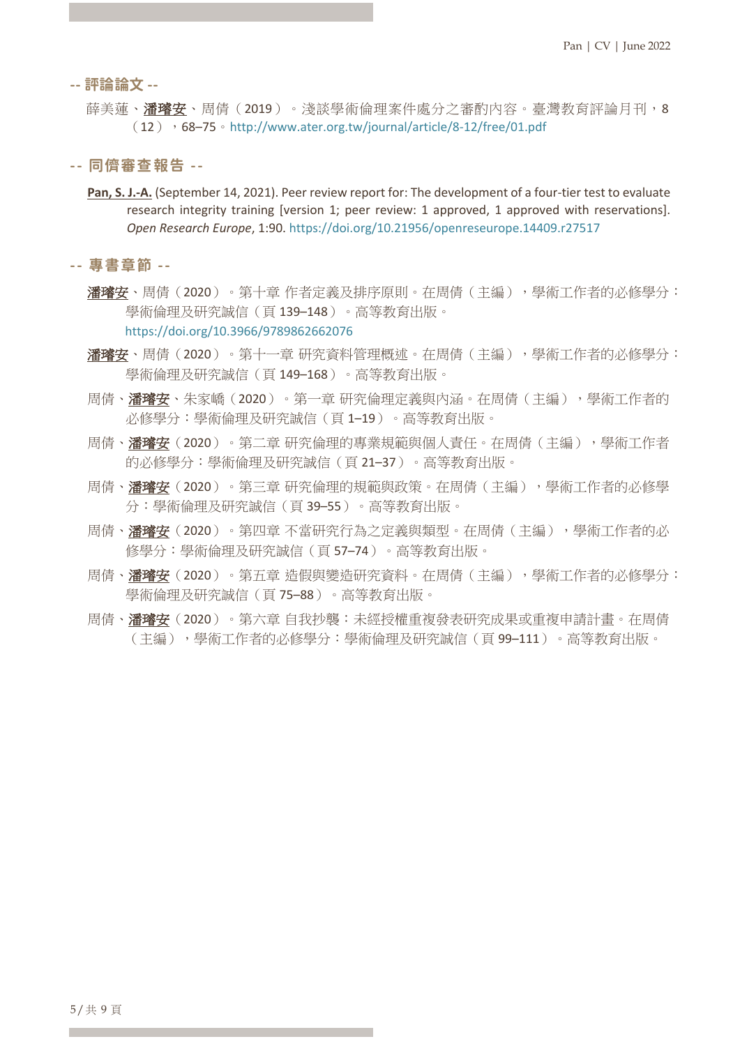## -- 評論論文 --

薛美蓮、**潘璿安**、周倩（2019）。淺談學術倫理案件處分之審酌內容。臺灣教育評論月刊，8（12），68–75。http://www.ater.org.tw/journal/article/8-12/free/01.pdf

## -- 同儕審查報告 --

**Pan, S. J.-A.** (September 14, 2021). Peer review report for: The development of a four-tier test to evaluate research integrity training [version 1; peer review: 1 approved, 1 approved with reservations]. *Open Research Europe*, 1:90. https://doi.org/10.21956/openreseurope.14409.r27517

## -- 專書章節 --

**潘璿安**、周倩（2020）。第十章 作者定義及排序原則。在周倩（主編），學術工作者的必修學分：學術倫理及研究誠信（頁 139–148）。高等教育出版。https://doi.org/10.3966/9789862662076

**潘璿安**、周倩（2020）。第十一章 研究資料管理概述。在周倩（主編），學術工作者的必修學分：學術倫理及研究誠信（頁 149–168）。高等教育出版。

周倩、**潘璿安**、朱家嶠（2020）。第一章 研究倫理定義與內涵。在周倩（主編），學術工作者的必修學分：學術倫理及研究誠信（頁 1–19）。高等教育出版。

周倩、**潘璿安**（2020）。第二章 研究倫理的專業規範與個人責任。在周倩（主編），學術工作者的必修學分：學術倫理及研究誠信（頁 21–37）。高等教育出版。

周倩、**潘璿安**（2020）。第三章 研究倫理的規範與政策。在周倩（主編），學術工作者的必修學分：學術倫理及研究誠信（頁 39–55）。高等教育出版。

周倩、**潘璿安**（2020）。第四章 不當研究行為之定義與類型。在周倩（主編），學術工作者的必修學分：學術倫理及研究誠信（頁 57–74）。高等教育出版。

周倩、**潘璿安**（2020）。第五章 造假與變造研究資料。在周倩（主編），學術工作者的必修學分：學術倫理及研究誠信（頁 75–88）。高等教育出版。

周倩、**潘璿安**（2020）。第六章 自我抄襲：未經授權重複發表研究成果或重複申請計畫。在周倩（主編），學術工作者的必修學分：學術倫理及研究誠信（頁 99–111）。高等教育出版。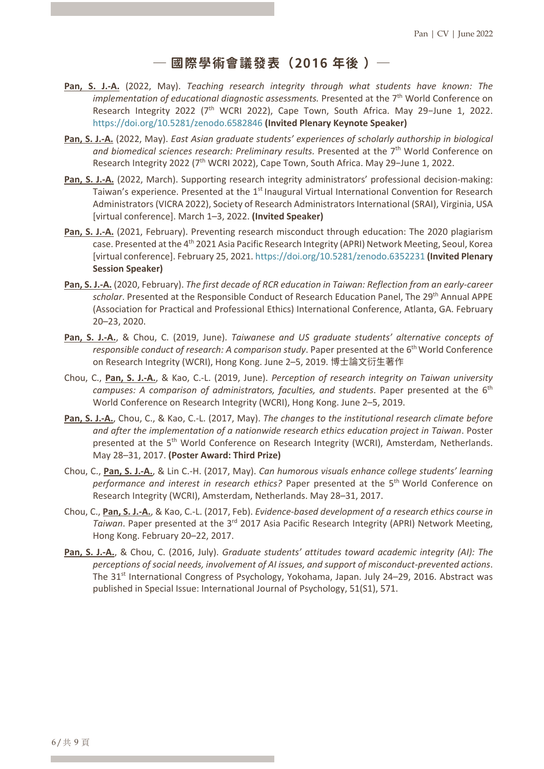## — 國際學術會議發表（2016 年後）—

**Pan, S. J.-A.** (2022, May). *Teaching research integrity through what students have known: The implementation of educational diagnostic assessments.* Presented at the 7th World Conference on Research Integrity 2022 (7th WCRI 2022), Cape Town, South Africa. May 29−June 1, 2022. https://doi.org/10.5281/zenodo.6582846 **(Invited Plenary Keynote Speaker)**

**Pan, S. J.-A.** (2022, May). *East Asian graduate students' experiences of scholarly authorship in biological and biomedical sciences research: Preliminary results.* Presented at the 7th World Conference on Research Integrity 2022 (7th WCRI 2022), Cape Town, South Africa. May 29−June 1, 2022.

**Pan, S. J.-A.** (2022, March). Supporting research integrity administrators' professional decision-making: Taiwan's experience. Presented at the 1st Inaugural Virtual International Convention for Research Administrators (VICRA 2022), Society of Research Administrators International (SRAI), Virginia, USA [virtual conference]. March 1–3, 2022. **(Invited Speaker)**

**Pan, S. J.-A.** (2021, February). Preventing research misconduct through education: The 2020 plagiarism case. Presented at the 4th 2021 Asia Pacific Research Integrity (APRI) Network Meeting, Seoul, Korea [virtual conference]. February 25, 2021. https://doi.org/10.5281/zenodo.6352231 **(Invited Plenary Session Speaker)**

**Pan, S. J.-A.** (2020, February). *The first decade of RCR education in Taiwan: Reflection from an early-career scholar*. Presented at the Responsible Conduct of Research Education Panel, The 29th Annual APPE (Association for Practical and Professional Ethics) International Conference, Atlanta, GA. February 20–23, 2020.

**Pan, S. J.-A.**, & Chou, C. (2019, June). *Taiwanese and US graduate students' alternative concepts of responsible conduct of research: A comparison study*. Paper presented at the 6th World Conference on Research Integrity (WCRI), Hong Kong. June 2–5, 2019. 博士論文衍生著作

Chou, C., **Pan, S. J.-A.**, & Kao, C.-L. (2019, June). *Perception of research integrity on Taiwan university campuses: A comparison of administrators, faculties, and students*. Paper presented at the 6th World Conference on Research Integrity (WCRI), Hong Kong. June 2–5, 2019.

**Pan, S. J.-A.**, Chou, C., & Kao, C.-L. (2017, May). *The changes to the institutional research climate before and after the implementation of a nationwide research ethics education project in Taiwan*. Poster presented at the 5th World Conference on Research Integrity (WCRI), Amsterdam, Netherlands. May 28–31, 2017. **(Poster Award: Third Prize)**

Chou, C., **Pan, S. J.-A.**, & Lin C.-H. (2017, May). *Can humorous visuals enhance college students' learning performance and interest in research ethics?* Paper presented at the 5th World Conference on Research Integrity (WCRI), Amsterdam, Netherlands. May 28–31, 2017.

Chou, C., **Pan, S. J.-A.**, & Kao, C.-L. (2017, Feb). *Evidence-based development of a research ethics course in Taiwan*. Paper presented at the 3rd 2017 Asia Pacific Research Integrity (APRI) Network Meeting, Hong Kong. February 20–22, 2017.

**Pan, S. J.-A.**, & Chou, C. (2016, July). *Graduate students' attitudes toward academic integrity (AI): The perceptions of social needs, involvement of AI issues, and support of misconduct-prevented actions*. The 31st International Congress of Psychology, Yokohama, Japan. July 24–29, 2016. Abstract was published in Special Issue: International Journal of Psychology, 51(S1), 571.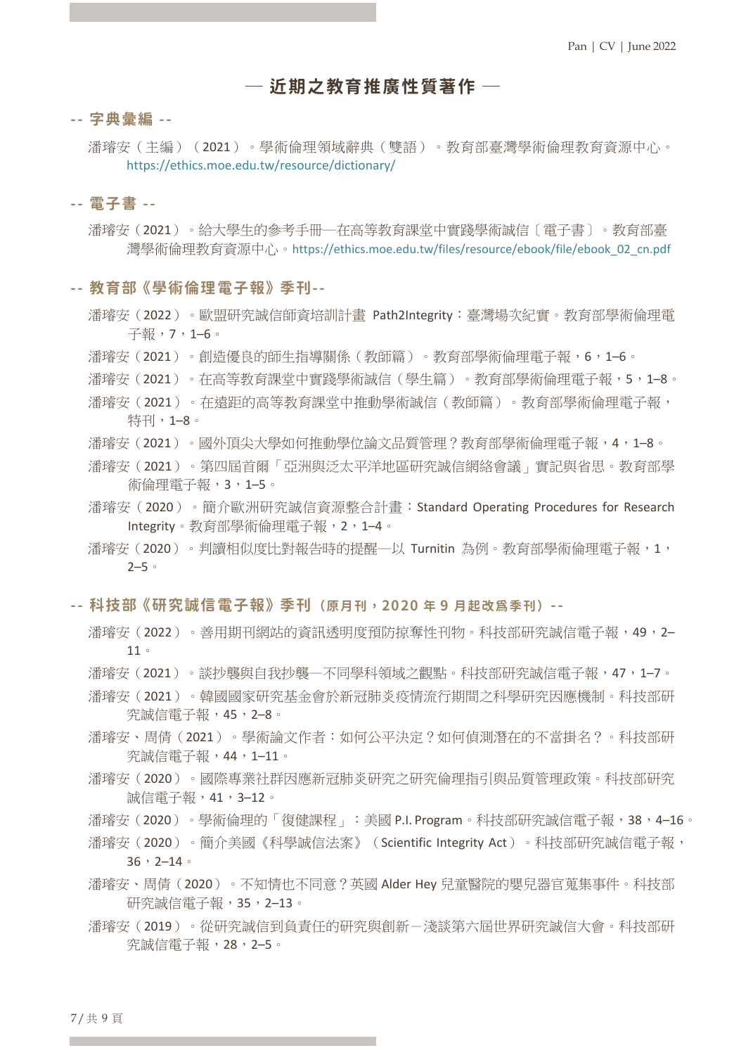## — 近期之教育推廣性質著作 —

### -- 字典彙編 --

潘璿安（主編）（2021）。學術倫理領域辭典（雙語）。教育部臺灣學術倫理教育資源中心。https://ethics.moe.edu.tw/resource/dictionary/

### -- 電子書 --

潘璿安（2021）。給大學生的參考手冊—在高等教育課堂中實踐學術誠信〔電子書〕。教育部臺灣學術倫理教育資源中心。https://ethics.moe.edu.tw/files/resource/ebook/file/ebook_02_cn.pdf

### -- 教育部《學術倫理電子報》季刊--

潘璿安（2022）。歐盟研究誠信師資培訓計畫 Path2Integrity：臺灣場次紀實。教育部學術倫理電子報，7，1–6。

潘璿安（2021）。創造優良的師生指導關係（教師篇）。教育部學術倫理電子報，6，1–6。

潘璿安（2021）。在高等教育課堂中實踐學術誠信（學生篇）。教育部學術倫理電子報，5，1–8。

潘璿安（2021）。在遠距的高等教育課堂中推動學術誠信（教師篇）。教育部學術倫理電子報，特刊，1–8。

潘璿安（2021）。國外頂尖大學如何推動學位論文品質管理？教育部學術倫理電子報，4，1–8。

潘璿安（2021）。第四屆首爾「亞洲與泛太平洋地區研究誠信網絡會議」實記與省思。教育部學術倫理電子報，3，1–5。

潘璿安（2020）。簡介歐洲研究誠信資源整合計畫：Standard Operating Procedures for Research Integrity。教育部學術倫理電子報，2，1–4。

潘璿安（2020）。判讀相似度比對報告時的提醒—以 Turnitin 為例。教育部學術倫理電子報，1，2–5。

### -- 科技部《研究誠信電子報》季刊（原月刊，2020 年 9 月起改爲季刊）--

潘璿安（2022）。善用期刊網站的資訊透明度預防掠奪性刊物。科技部研究誠信電子報，49，2–11。

潘璿安（2021）。談抄襲與自我抄襲—不同學科領域之觀點。科技部研究誠信電子報，47，1–7。

潘璿安（2021）。韓國國家研究基金會於新冠肺炎疫情流行期間之科學研究因應機制。科技部研究誠信電子報，45，2–8。

潘璿安、周倩（2021）。學術論文作者：如何公平決定？如何偵測潛在的不當掛名？。科技部研究誠信電子報，44，1–11。

潘璿安（2020）。國際專業社群因應新冠肺炎研究之研究倫理指引與品質管理政策。科技部研究誠信電子報，41，3–12。

潘璿安（2020）。學術倫理的「復健課程」：美國 P.I. Program。科技部研究誠信電子報，38，4–16。

潘璿安（2020）。簡介美國《科學誠信法案》（Scientific Integrity Act）。科技部研究誠信電子報，36，2–14。

潘璿安、周倩（2020）。不知情也不同意？英國 Alder Hey 兒童醫院的嬰兒器官蒐集事件。科技部研究誠信電子報，35，2–13。

潘璿安（2019）。從研究誠信到負責任的研究與創新－淺談第六屆世界研究誠信大會。科技部研究誠信電子報，28，2–5。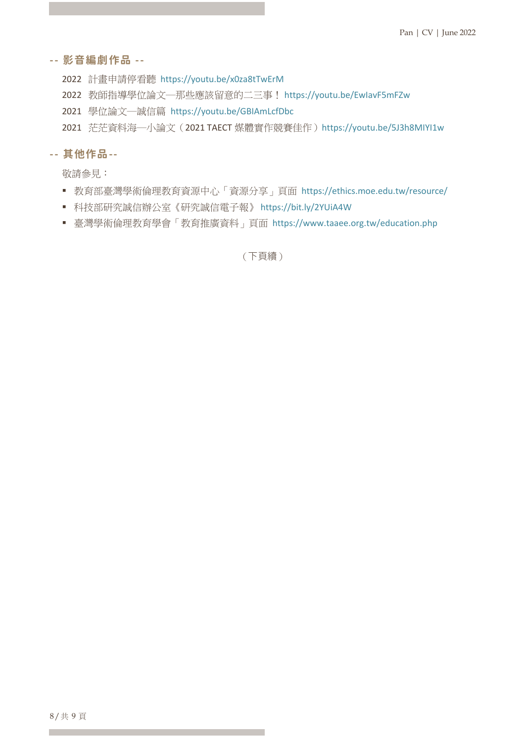## -- 影音編劇作品 --

2022 計畫申請停看聽 https://youtu.be/x0za8tTwErM

2022 教師指導學位論文—那些應該留意的二三事！ https://youtu.be/EwIavF5mFZw

2021 學位論文—誠信篇 https://youtu.be/GBIAmLcfDbc

2021 茫茫資料海—小論文（2021 TAECT 媒體實作競賽佳作）https://youtu.be/5J3h8MIYI1w

## -- 其他作品 --

敬請參見：

- 教育部臺灣學術倫理教育資源中心「資源分享」頁面 https://ethics.moe.edu.tw/resource/
- 科技部研究誠信辦公室《研究誠信電子報》 https://bit.ly/2YUiA4W
- 臺灣學術倫理教育學會「教育推廣資料」頁面 https://www.taaee.org.tw/education.php

（下頁續）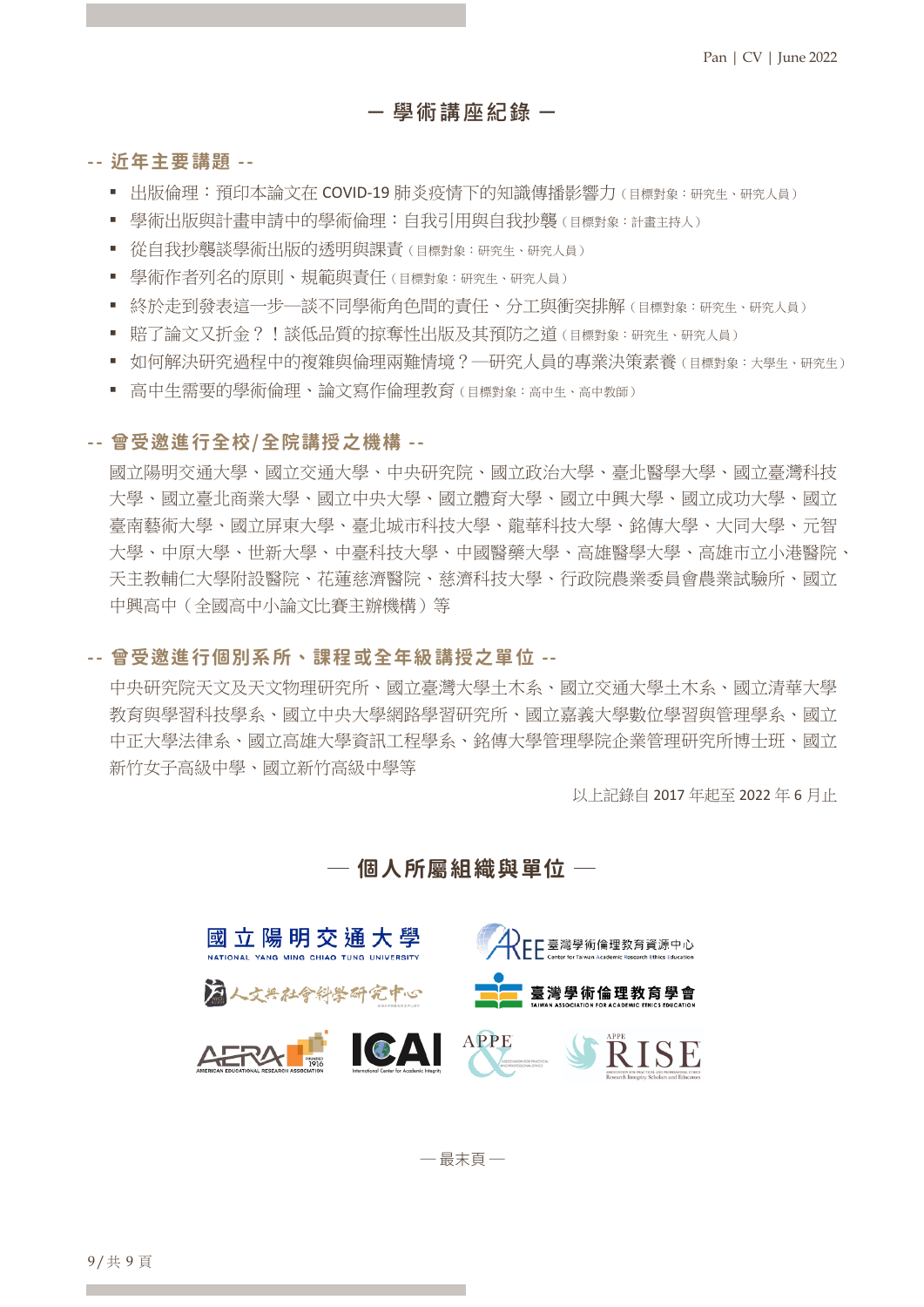## — 學術講座紀錄 —

### -- 近年主要講題 --

- 出版倫理：預印本論文在 COVID-19 肺炎疫情下的知識傳播影響力（目標對象：研究生、研究人員）
- 學術出版與計畫申請中的學術倫理：自我引用與自我抄襲（目標對象：計畫主持人）
- 從自我抄襲談學術出版的透明與課責（目標對象：研究生、研究人員）
- 學術作者列名的原則、規範與責任（目標對象：研究生、研究人員）
- 終於走到發表這一步—談不同學術角色間的責任、分工與衝突排解（目標對象：研究生、研究人員）
- 賠了論文又折金？！談低品質的掠奪性出版及其預防之道（目標對象：研究生、研究人員）
- 如何解決研究過程中的複雜與倫理兩難情境？—研究人員的專業決策素養（目標對象：大學生、研究生）
- 高中生需要的學術倫理、論文寫作倫理教育（目標對象：高中生、高中教師）

### -- 曾受邀進行全校/全院講授之機構 --

國立陽明交通大學、國立交通大學、中央研究院、國立政治大學、臺北醫學大學、國立臺灣科技大學、國立臺北商業大學、國立中央大學、國立體育大學、國立中興大學、國立成功大學、國立臺南藝術大學、國立屏東大學、臺北城市科技大學、龍華科技大學、銘傳大學、大同大學、元智大學、中原大學、世新大學、中臺科技大學、中國醫藥大學、高雄醫學大學、高雄市立小港醫院、天主教輔仁大學附設醫院、花蓮慈濟醫院、慈濟科技大學、行政院農業委員會農業試驗所、國立中興高中（全國高中小論文比賽主辦機構）等

### -- 曾受邀進行個別系所、課程或全年級講授之單位 --

中央研究院天文及天文物理研究所、國立臺灣大學土木系、國立交通大學土木系、國立清華大學教育與學習科技學系、國立中央大學網路學習研究所、國立嘉義大學數位學習與管理學系、國立中正大學法律系、國立高雄大學資訊工程學系、銘傳大學管理學院企業管理研究所博士班、國立新竹女子高級中學、國立新竹高級中學等

以上記錄自 2017 年起至 2022 年 6 月止

## — 個人所屬組織與單位 —

國立陽明交通大學 NATIONAL YANG MING CHIAO TUNG UNIVERSITY

AREE 臺灣學術倫理教育資源中心 Center for Taiwan Academic Research Ethics Education

人文與社會科學研究中心

臺灣學術倫理教育學會 TAIWAN ASSOCIATION FOR ACADEMIC ETHICS EDUCATION

AERA AMERICAN EDUCATIONAL RESEARCH ASSOCIATION FOUNDED 1916

ICAI International Center for Academic Integrity

APPE ASSOCIATION FOR PRACTICAL AND PROFESSIONAL ETHICS

APPE RISE Research Integrity Scholars and Educators

— 最末頁 —